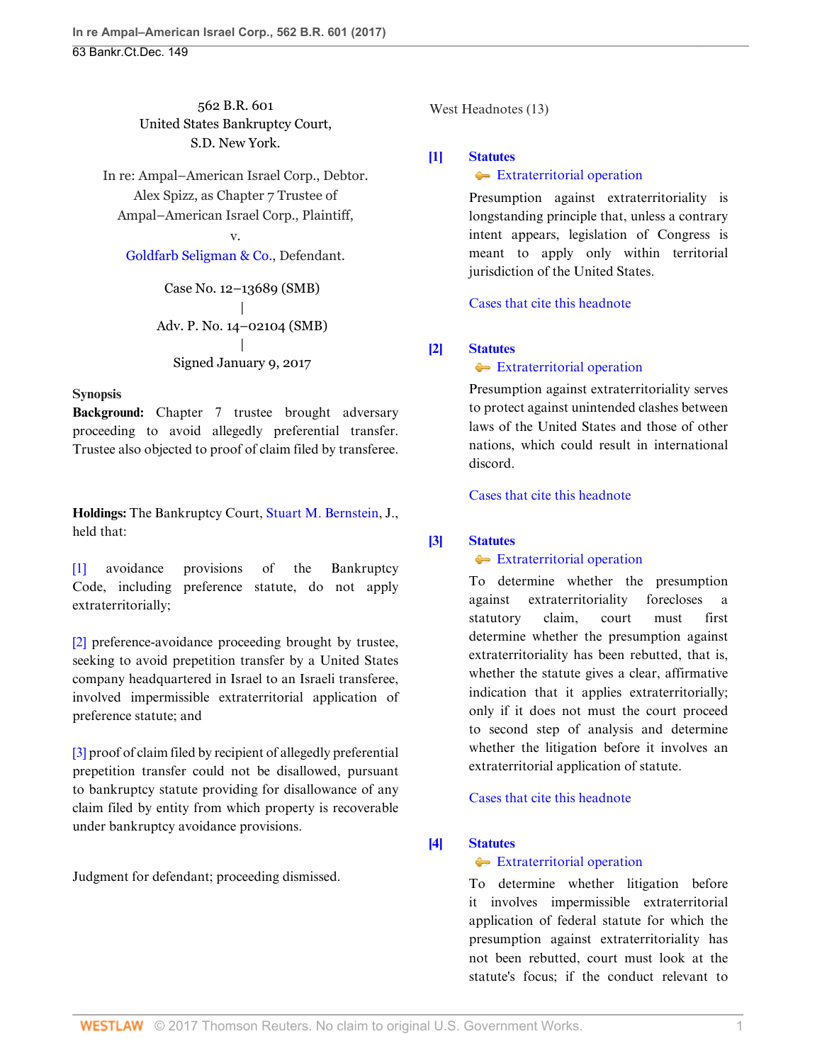562 B.R. 601
United States Bankruptcy Court,
S.D. New York.

In re: Ampal–American Israel Corp., Debtor.
Alex Spizz, as Chapter 7 Trustee of
Ampal–American Israel Corp., Plaintiff,
v.
Goldfarb Seligman & Co., Defendant.

Case No. 12–13689 (SMB)
|
Adv. P. No. 14–02104 (SMB)
|
Signed January 9, 2017

**Synopsis**

**Background:** Chapter 7 trustee brought adversary proceeding to avoid allegedly preferential transfer. Trustee also objected to proof of claim filed by transferee.

**Holdings:** The Bankruptcy Court, Stuart M. Bernstein, J., held that:

[1] avoidance provisions of the Bankruptcy Code, including preference statute, do not apply extraterritorially;

[2] preference-avoidance proceeding brought by trustee, seeking to avoid prepetition transfer by a United States company headquartered in Israel to an Israeli transferee, involved impermissible extraterritorial application of preference statute; and

[3] proof of claim filed by recipient of allegedly preferential prepetition transfer could not be disallowed, pursuant to bankruptcy statute providing for disallowance of any claim filed by entity from which property is recoverable under bankruptcy avoidance provisions.

Judgment for defendant; proceeding dismissed.

West Headnotes (13)

**[1] Statutes**
Extraterritorial operation

Presumption against extraterritoriality is longstanding principle that, unless a contrary intent appears, legislation of Congress is meant to apply only within territorial jurisdiction of the United States.

Cases that cite this headnote

**[2] Statutes**
Extraterritorial operation

Presumption against extraterritoriality serves to protect against unintended clashes between laws of the United States and those of other nations, which could result in international discord.

Cases that cite this headnote

**[3] Statutes**
Extraterritorial operation

To determine whether the presumption against extraterritoriality forecloses a statutory claim, court must first determine whether the presumption against extraterritoriality has been rebutted, that is, whether the statute gives a clear, affirmative indication that it applies extraterritorially; only if it does not must the court proceed to second step of analysis and determine whether the litigation before it involves an extraterritorial application of statute.

Cases that cite this headnote

**[4] Statutes**
Extraterritorial operation

To determine whether litigation before it involves impermissible extraterritorial application of federal statute for which the presumption against extraterritoriality has not been rebutted, court must look at the statute's focus; if the conduct relevant to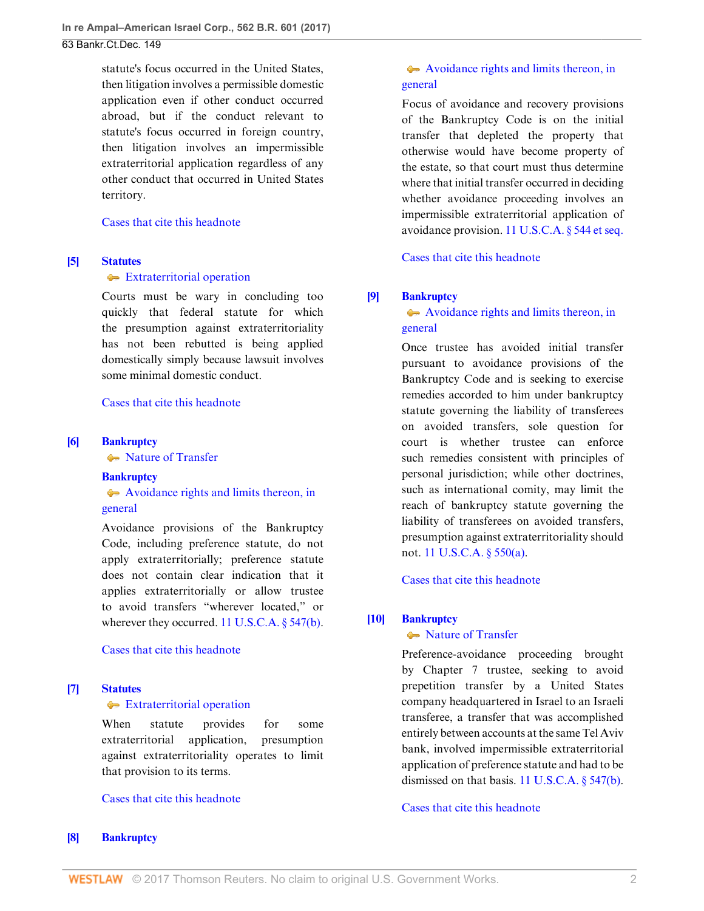statute's focus occurred in the United States, then litigation involves a permissible domestic application even if other conduct occurred abroad, but if the conduct relevant to statute's focus occurred in foreign country, then litigation involves an impermissible extraterritorial application regardless of any other conduct that occurred in United States territory.

Cases that cite this headnote

**[5]** **Statutes**
Extraterritorial operation

Courts must be wary in concluding too quickly that federal statute for which the presumption against extraterritoriality has not been rebutted is being applied domestically simply because lawsuit involves some minimal domestic conduct.

Cases that cite this headnote

**[6]** **Bankruptcy**
Nature of Transfer

**Bankruptcy**
Avoidance rights and limits thereon, in general

Avoidance provisions of the Bankruptcy Code, including preference statute, do not apply extraterritorially; preference statute does not contain clear indication that it applies extraterritorially or allow trustee to avoid transfers "wherever located," or wherever they occurred. 11 U.S.C.A. § 547(b).

Cases that cite this headnote

**[7]** **Statutes**
Extraterritorial operation

When statute provides for some extraterritorial application, presumption against extraterritoriality operates to limit that provision to its terms.

Cases that cite this headnote

**[8]** **Bankruptcy**
Avoidance rights and limits thereon, in general

Focus of avoidance and recovery provisions of the Bankruptcy Code is on the initial transfer that depleted the property that otherwise would have become property of the estate, so that court must thus determine where that initial transfer occurred in deciding whether avoidance proceeding involves an impermissible extraterritorial application of avoidance provision. 11 U.S.C.A. § 544 et seq.

Cases that cite this headnote

**[9]** **Bankruptcy**
Avoidance rights and limits thereon, in general

Once trustee has avoided initial transfer pursuant to avoidance provisions of the Bankruptcy Code and is seeking to exercise remedies accorded to him under bankruptcy statute governing the liability of transferees on avoided transfers, sole question for court is whether trustee can enforce such remedies consistent with principles of personal jurisdiction; while other doctrines, such as international comity, may limit the reach of bankruptcy statute governing the liability of transferees on avoided transfers, presumption against extraterritoriality should not. 11 U.S.C.A. § 550(a).

Cases that cite this headnote

**[10]** **Bankruptcy**
Nature of Transfer

Preference-avoidance proceeding brought by Chapter 7 trustee, seeking to avoid prepetition transfer by a United States company headquartered in Israel to an Israeli transferee, a transfer that was accomplished entirely between accounts at the same Tel Aviv bank, involved impermissible extraterritorial application of preference statute and had to be dismissed on that basis. 11 U.S.C.A. § 547(b).

Cases that cite this headnote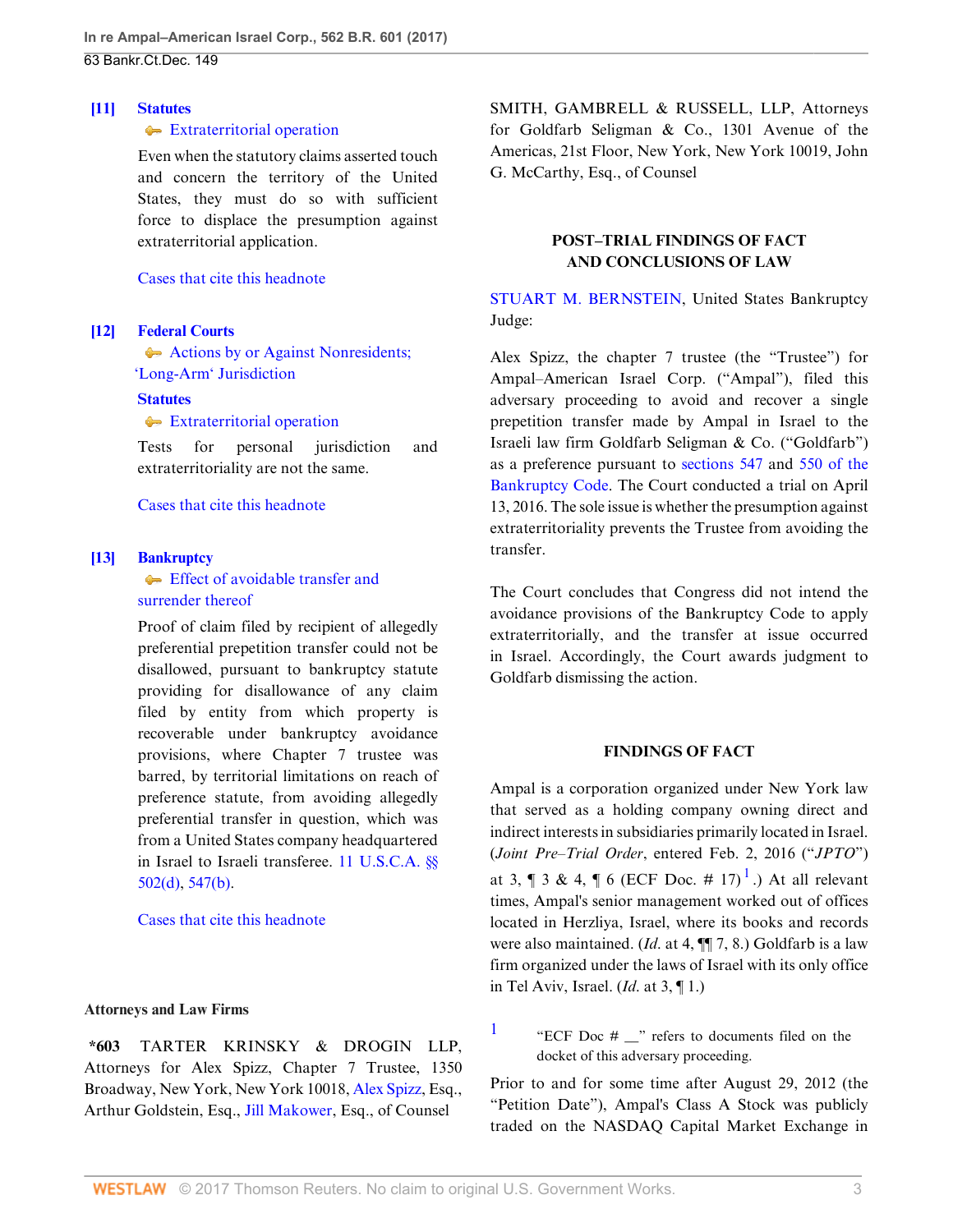**[11]** **Statutes**
Extraterritorial operation

Even when the statutory claims asserted touch and concern the territory of the United States, they must do so with sufficient force to displace the presumption against extraterritorial application.

Cases that cite this headnote

**[12]** **Federal Courts**
Actions by or Against Nonresidents; 'Long-Arm' Jurisdiction
**Statutes**
Extraterritorial operation

Tests for personal jurisdiction and extraterritoriality are not the same.

Cases that cite this headnote

**[13]** **Bankruptcy**
Effect of avoidable transfer and surrender thereof

Proof of claim filed by recipient of allegedly preferential prepetition transfer could not be disallowed, pursuant to bankruptcy statute providing for disallowance of any claim filed by entity from which property is recoverable under bankruptcy avoidance provisions, where Chapter 7 trustee was barred, by territorial limitations on reach of preference statute, from avoiding allegedly preferential transfer in question, which was from a United States company headquartered in Israel to Israeli transferee. 11 U.S.C.A. §§ 502(d), 547(b).

Cases that cite this headnote

**Attorneys and Law Firms**

**\*603** TARTER KRINSKY & DROGIN LLP, Attorneys for Alex Spizz, Chapter 7 Trustee, 1350 Broadway, New York, New York 10018, Alex Spizz, Esq., Arthur Goldstein, Esq., Jill Makower, Esq., of Counsel

SMITH, GAMBRELL & RUSSELL, LLP, Attorneys for Goldfarb Seligman & Co., 1301 Avenue of the Americas, 21st Floor, New York, New York 10019, John G. McCarthy, Esq., of Counsel

## POST–TRIAL FINDINGS OF FACT AND CONCLUSIONS OF LAW

STUART M. BERNSTEIN, United States Bankruptcy Judge:

Alex Spizz, the chapter 7 trustee (the "Trustee") for Ampal–American Israel Corp. ("Ampal"), filed this adversary proceeding to avoid and recover a single prepetition transfer made by Ampal in Israel to the Israeli law firm Goldfarb Seligman & Co. ("Goldfarb") as a preference pursuant to sections 547 and 550 of the Bankruptcy Code. The Court conducted a trial on April 13, 2016. The sole issue is whether the presumption against extraterritoriality prevents the Trustee from avoiding the transfer.

The Court concludes that Congress did not intend the avoidance provisions of the Bankruptcy Code to apply extraterritorially, and the transfer at issue occurred in Israel. Accordingly, the Court awards judgment to Goldfarb dismissing the action.

## FINDINGS OF FACT

Ampal is a corporation organized under New York law that served as a holding company owning direct and indirect interests in subsidiaries primarily located in Israel. (*Joint Pre–Trial Order*, entered Feb. 2, 2016 ("*JPTO*") at 3, ¶ 3 & 4, ¶ 6 (ECF Doc. # 17)[1].) At all relevant times, Ampal's senior management worked out of offices located in Herzliya, Israel, where its books and records were also maintained. (*Id.* at 4, ¶¶ 7, 8.) Goldfarb is a law firm organized under the laws of Israel with its only office in Tel Aviv, Israel. (*Id.* at 3, ¶ 1.)

[1] "ECF Doc # __" refers to documents filed on the docket of this adversary proceeding.

Prior to and for some time after August 29, 2012 (the "Petition Date"), Ampal's Class A Stock was publicly traded on the NASDAQ Capital Market Exchange in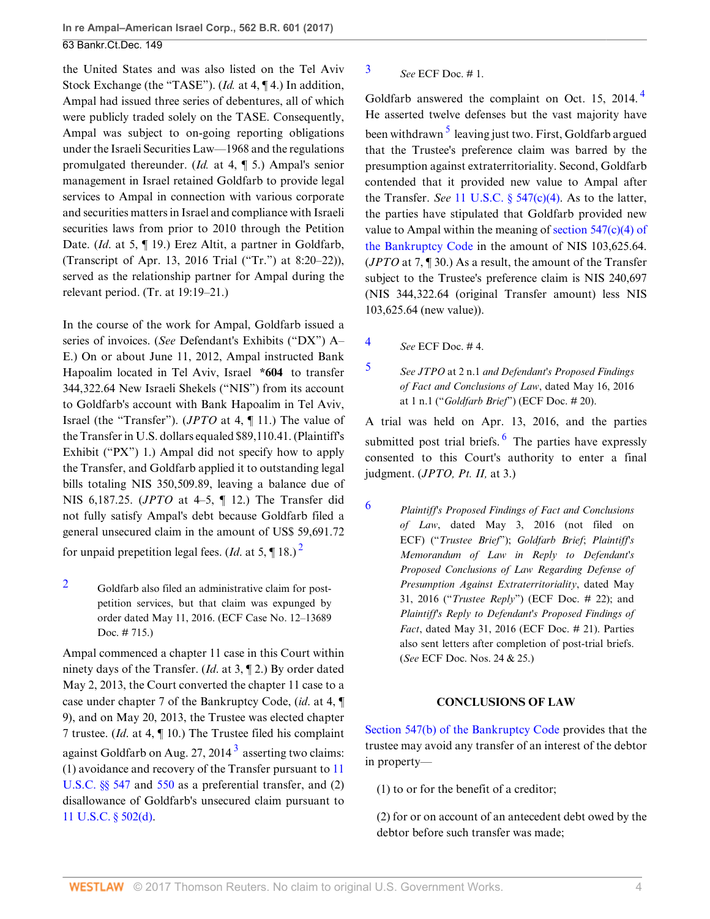the United States and was also listed on the Tel Aviv Stock Exchange (the "TASE"). (*Id.* at 4, ¶ 4.) In addition, Ampal had issued three series of debentures, all of which were publicly traded solely on the TASE. Consequently, Ampal was subject to on-going reporting obligations under the Israeli Securities Law—1968 and the regulations promulgated thereunder. (*Id.* at 4, ¶ 5.) Ampal's senior management in Israel retained Goldfarb to provide legal services to Ampal in connection with various corporate and securities matters in Israel and compliance with Israeli securities laws from prior to 2010 through the Petition Date. (*Id.* at 5, ¶ 19.) Erez Altit, a partner in Goldfarb, (Transcript of Apr. 13, 2016 Trial ("Tr.") at 8:20–22)), served as the relationship partner for Ampal during the relevant period. (Tr. at 19:19–21.)

In the course of the work for Ampal, Goldfarb issued a series of invoices. (*See* Defendant's Exhibits ("DX") A–E.) On or about June 11, 2012, Ampal instructed Bank Hapoalim located in Tel Aviv, Israel **\*604** to transfer 344,322.64 New Israeli Shekels ("NIS") from its account to Goldfarb's account with Bank Hapoalim in Tel Aviv, Israel (the "Transfer"). (*JPTO* at 4, ¶ 11.) The value of the Transfer in U.S. dollars equaled $89,110.41. (Plaintiff's Exhibit ("PX") 1.) Ampal did not specify how to apply the Transfer, and Goldfarb applied it to outstanding legal bills totaling NIS 350,509.89, leaving a balance due of NIS 6,187.25. (*JPTO* at 4–5, ¶ 12.) The Transfer did not fully satisfy Ampal's debt because Goldfarb filed a general unsecured claim in the amount of US$ 59,691.72 for unpaid prepetition legal fees. (*Id.* at 5, ¶ 18.) [2]

[2] Goldfarb also filed an administrative claim for post-petition services, but that claim was expunged by order dated May 11, 2016. (ECF Case No. 12–13689 Doc. # 715.)

Ampal commenced a chapter 11 case in this Court within ninety days of the Transfer. (*Id.* at 3, ¶ 2.) By order dated May 2, 2013, the Court converted the chapter 11 case to a case under chapter 7 of the Bankruptcy Code, (*id.* at 4, ¶ 9), and on May 20, 2013, the Trustee was elected chapter 7 trustee. (*Id.* at 4, ¶ 10.) The Trustee filed his complaint against Goldfarb on Aug. 27, 2014 [3] asserting two claims: (1) avoidance and recovery of the Transfer pursuant to 11 U.S.C. §§ 547 and 550 as a preferential transfer, and (2) disallowance of Goldfarb's unsecured claim pursuant to 11 U.S.C. § 502(d).

[3] *See* ECF Doc. # 1.

Goldfarb answered the complaint on Oct. 15, 2014. [4] He asserted twelve defenses but the vast majority have been withdrawn [5] leaving just two. First, Goldfarb argued that the Trustee's preference claim was barred by the presumption against extraterritoriality. Second, Goldfarb contended that it provided new value to Ampal after the Transfer. *See* 11 U.S.C. § 547(c)(4). As to the latter, the parties have stipulated that Goldfarb provided new value to Ampal within the meaning of section 547(c)(4) of the Bankruptcy Code in the amount of NIS 103,625.64. (*JPTO* at 7, ¶ 30.) As a result, the amount of the Transfer subject to the Trustee's preference claim is NIS 240,697 (NIS 344,322.64 (original Transfer amount) less NIS 103,625.64 (new value)).

[4] *See* ECF Doc. # 4.

[5] *See JTPO* at 2 n.1 *and Defendant's Proposed Findings of Fact and Conclusions of Law*, dated May 16, 2016 at 1 n.1 ("*Goldfarb Brief*") (ECF Doc. # 20).

A trial was held on Apr. 13, 2016, and the parties submitted post trial briefs. [6] The parties have expressly consented to this Court's authority to enter a final judgment. (*JPTO, Pt. II,* at 3.)

[6] *Plaintiff's Proposed Findings of Fact and Conclusions of Law*, dated May 3, 2016 (not filed on ECF) ("*Trustee Brief*"); *Goldfarb Brief*; *Plaintiff's Memorandum of Law in Reply to Defendant's Proposed Conclusions of Law Regarding Defense of Presumption Against Extraterritoriality*, dated May 31, 2016 ("*Trustee Reply*") (ECF Doc. # 22); and *Plaintiff's Reply to Defendant's Proposed Findings of Fact*, dated May 31, 2016 (ECF Doc. # 21). Parties also sent letters after completion of post-trial briefs. (*See* ECF Doc. Nos. 24 & 25.)

## CONCLUSIONS OF LAW

Section 547(b) of the Bankruptcy Code provides that the trustee may avoid any transfer of an interest of the debtor in property—

(1) to or for the benefit of a creditor;

(2) for or on account of an antecedent debt owed by the debtor before such transfer was made;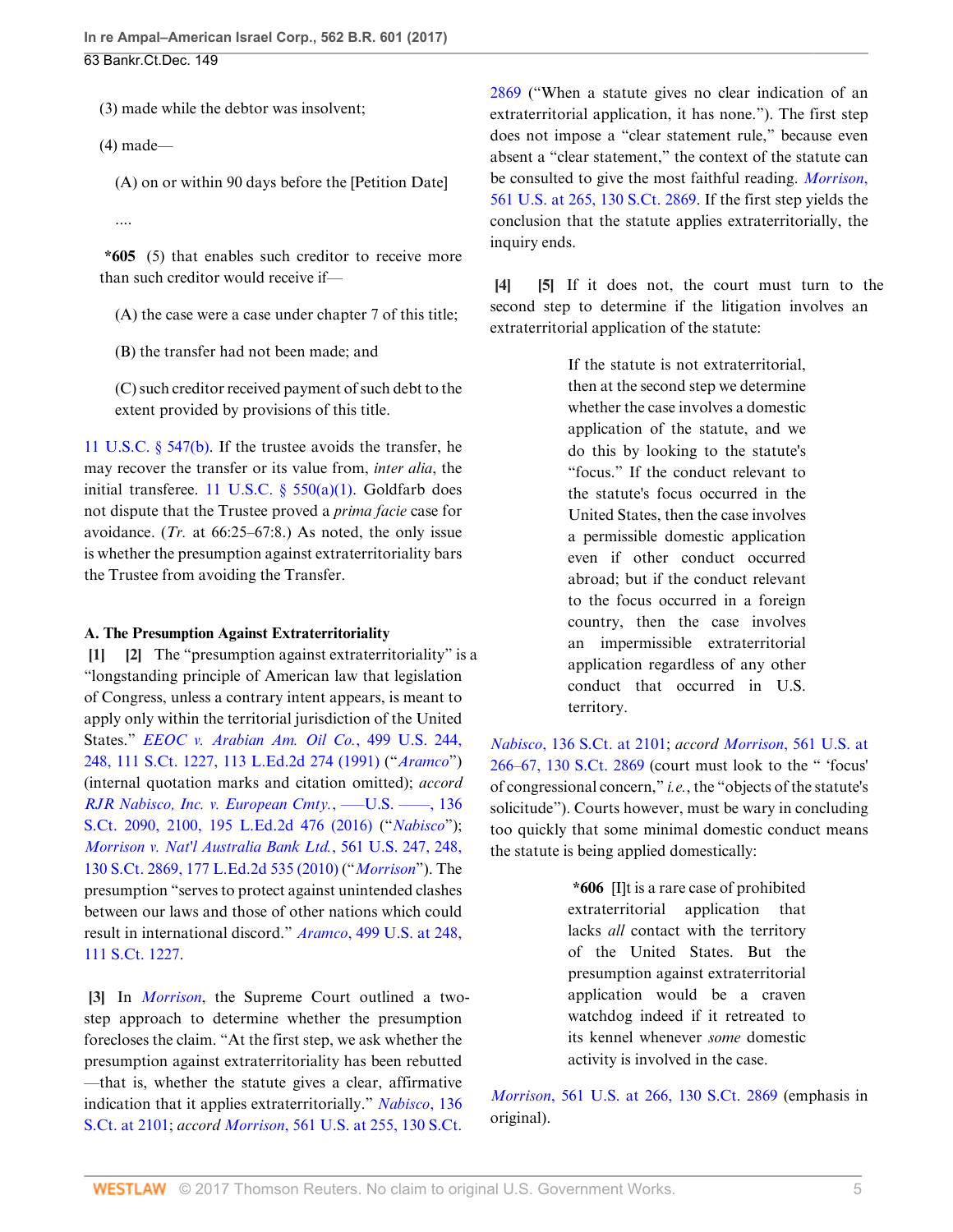(3) made while the debtor was insolvent;

(4) made—

(A) on or within 90 days before the [Petition Date]

....

**\*605** (5) that enables such creditor to receive more than such creditor would receive if—

(A) the case were a case under chapter 7 of this title;

(B) the transfer had not been made; and

(C) such creditor received payment of such debt to the extent provided by provisions of this title.

11 U.S.C. § 547(b). If the trustee avoids the transfer, he may recover the transfer or its value from, *inter alia*, the initial transferee. 11 U.S.C. § 550(a)(1). Goldfarb does not dispute that the Trustee proved a *prima facie* case for avoidance. (*Tr.* at 66:25–67:8.) As noted, the only issue is whether the presumption against extraterritoriality bars the Trustee from avoiding the Transfer.

**A. The Presumption Against Extraterritoriality**

**[1] [2]** The "presumption against extraterritoriality" is a "longstanding principle of American law that legislation of Congress, unless a contrary intent appears, is meant to apply only within the territorial jurisdiction of the United States." *EEOC v. Arabian Am. Oil Co.*, 499 U.S. 244, 248, 111 S.Ct. 1227, 113 L.Ed.2d 274 (1991) ("*Aramco*") (internal quotation marks and citation omitted); *accord RJR Nabisco, Inc. v. European Cmty.*, ––U.S. ––, 136 S.Ct. 2090, 2100, 195 L.Ed.2d 476 (2016) ("*Nabisco*"); *Morrison v. Nat'l Australia Bank Ltd.*, 561 U.S. 247, 248, 130 S.Ct. 2869, 177 L.Ed.2d 535 (2010) ("*Morrison*"). The presumption "serves to protect against unintended clashes between our laws and those of other nations which could result in international discord." *Aramco*, 499 U.S. at 248, 111 S.Ct. 1227.

**[3]** In *Morrison*, the Supreme Court outlined a two-step approach to determine whether the presumption forecloses the claim. "At the first step, we ask whether the presumption against extraterritoriality has been rebutted—that is, whether the statute gives a clear, affirmative indication that it applies extraterritorially." *Nabisco*, 136 S.Ct. at 2101; *accord Morrison*, 561 U.S. at 255, 130 S.Ct. 2869 ("When a statute gives no clear indication of an extraterritorial application, it has none."). The first step does not impose a "clear statement rule," because even absent a "clear statement," the context of the statute can be consulted to give the most faithful reading. *Morrison*, 561 U.S. at 265, 130 S.Ct. 2869. If the first step yields the conclusion that the statute applies extraterritorially, the inquiry ends.

**[4] [5]** If it does not, the court must turn to the second step to determine if the litigation involves an extraterritorial application of the statute:

> If the statute is not extraterritorial, then at the second step we determine whether the case involves a domestic application of the statute, and we do this by looking to the statute's "focus." If the conduct relevant to the statute's focus occurred in the United States, then the case involves a permissible domestic application even if other conduct occurred abroad; but if the conduct relevant to the focus occurred in a foreign country, then the case involves an impermissible extraterritorial application regardless of any other conduct that occurred in U.S. territory.

*Nabisco*, 136 S.Ct. at 2101; *accord Morrison*, 561 U.S. at 266–67, 130 S.Ct. 2869 (court must look to the " 'focus' of congressional concern," *i.e.*, the "objects of the statute's solicitude"). Courts however, must be wary in concluding too quickly that some minimal domestic conduct means the statute is being applied domestically:

> **\*606** [I]t is a rare case of prohibited extraterritorial application that lacks *all* contact with the territory of the United States. But the presumption against extraterritorial application would be a craven watchdog indeed if it retreated to its kennel whenever *some* domestic activity is involved in the case.

*Morrison*, 561 U.S. at 266, 130 S.Ct. 2869 (emphasis in original).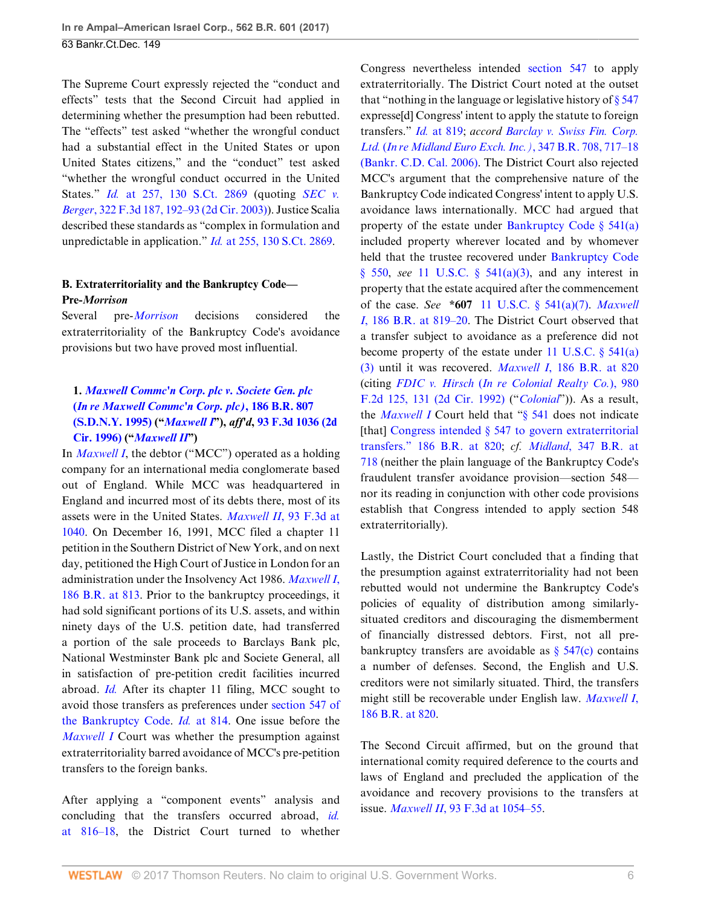The Supreme Court expressly rejected the "conduct and effects" tests that the Second Circuit had applied in determining whether the presumption had been rebutted. The "effects" test asked "whether the wrongful conduct had a substantial effect in the United States or upon United States citizens," and the "conduct" test asked "whether the wrongful conduct occurred in the United States." *Id.* at 257, 130 S.Ct. 2869 (quoting *SEC v. Berger*, 322 F.3d 187, 192–93 (2d Cir. 2003)). Justice Scalia described these standards as "complex in formulation and unpredictable in application." *Id.* at 255, 130 S.Ct. 2869.

### B. Extraterritoriality and the Bankruptcy Code—Pre-*Morrison*

Several pre-*Morrison* decisions considered the extraterritoriality of the Bankruptcy Code's avoidance provisions but two have proved most influential.

#### 1. *Maxwell Commc'n Corp. plc v. Societe Gen. plc (In re Maxwell Commc'n Corp. plc)*, 186 B.R. 807 (S.D.N.Y. 1995) ("*Maxwell I*"), *aff'd*, 93 F.3d 1036 (2d Cir. 1996) ("*Maxwell II*")

In *Maxwell I*, the debtor ("MCC") operated as a holding company for an international media conglomerate based out of England. While MCC was headquartered in England and incurred most of its debts there, most of its assets were in the United States. *Maxwell II*, 93 F.3d at 1040. On December 16, 1991, MCC filed a chapter 11 petition in the Southern District of New York, and on next day, petitioned the High Court of Justice in London for an administration under the Insolvency Act 1986. *Maxwell I*, 186 B.R. at 813. Prior to the bankruptcy proceedings, it had sold significant portions of its U.S. assets, and within ninety days of the U.S. petition date, had transferred a portion of the sale proceeds to Barclays Bank plc, National Westminster Bank plc and Societe General, all in satisfaction of pre-petition credit facilities incurred abroad. *Id.* After its chapter 11 filing, MCC sought to avoid those transfers as preferences under section 547 of the Bankruptcy Code. *Id.* at 814. One issue before the *Maxwell I* Court was whether the presumption against extraterritoriality barred avoidance of MCC's pre-petition transfers to the foreign banks.

After applying a "component events" analysis and concluding that the transfers occurred abroad, *id.* at 816–18, the District Court turned to whether Congress nevertheless intended section 547 to apply extraterritorially. The District Court noted at the outset that "nothing in the language or legislative history of § 547 express[ed] Congress' intent to apply the statute to foreign transfers." *Id.* at 819; *accord Barclay v. Swiss Fin. Corp. Ltd.* (*In re Midland Euro Exch. Inc.*), 347 B.R. 708, 717–18 (Bankr. C.D. Cal. 2006). The District Court also rejected MCC's argument that the comprehensive nature of the Bankruptcy Code indicated Congress' intent to apply U.S. avoidance laws internationally. MCC had argued that property of the estate under Bankruptcy Code § 541(a) included property wherever located and by whomever held that the trustee recovered under Bankruptcy Code § 550, *see* 11 U.S.C. § 541(a)(3), and any interest in property that the estate acquired after the commencement of the case. *See* *607 11 U.S.C. § 541(a)(7). *Maxwell I*, 186 B.R. at 819–20. The District Court observed that a transfer subject to avoidance as a preference did not become property of the estate under 11 U.S.C. § 541(a)(3) until it was recovered. *Maxwell I*, 186 B.R. at 820 (citing *FDIC v. Hirsch* (*In re Colonial Realty Co.*), 980 F.2d 125, 131 (2d Cir. 1992) ("*Colonial*")). As a result, the *Maxwell I* Court held that "§ 541 does not indicate [that] Congress intended § 547 to govern extraterritorial transfers." 186 B.R. at 820; *cf. Midland*, 347 B.R. at 718 (neither the plain language of the Bankruptcy Code's fraudulent transfer avoidance provision—section 548—nor its reading in conjunction with other code provisions establish that Congress intended to apply section 548 extraterritorially).

Lastly, the District Court concluded that a finding that the presumption against extraterritoriality had not been rebutted would not undermine the Bankruptcy Code's policies of equality of distribution among similarly-situated creditors and discouraging the dismemberment of financially distressed debtors. First, not all pre-bankruptcy transfers are avoidable as § 547(c) contains a number of defenses. Second, the English and U.S. creditors were not similarly situated. Third, the transfers might still be recoverable under English law. *Maxwell I*, 186 B.R. at 820.

The Second Circuit affirmed, but on the ground that international comity required deference to the courts and laws of England and precluded the application of the avoidance and recovery provisions to the transfers at issue. *Maxwell II*, 93 F.3d at 1054–55.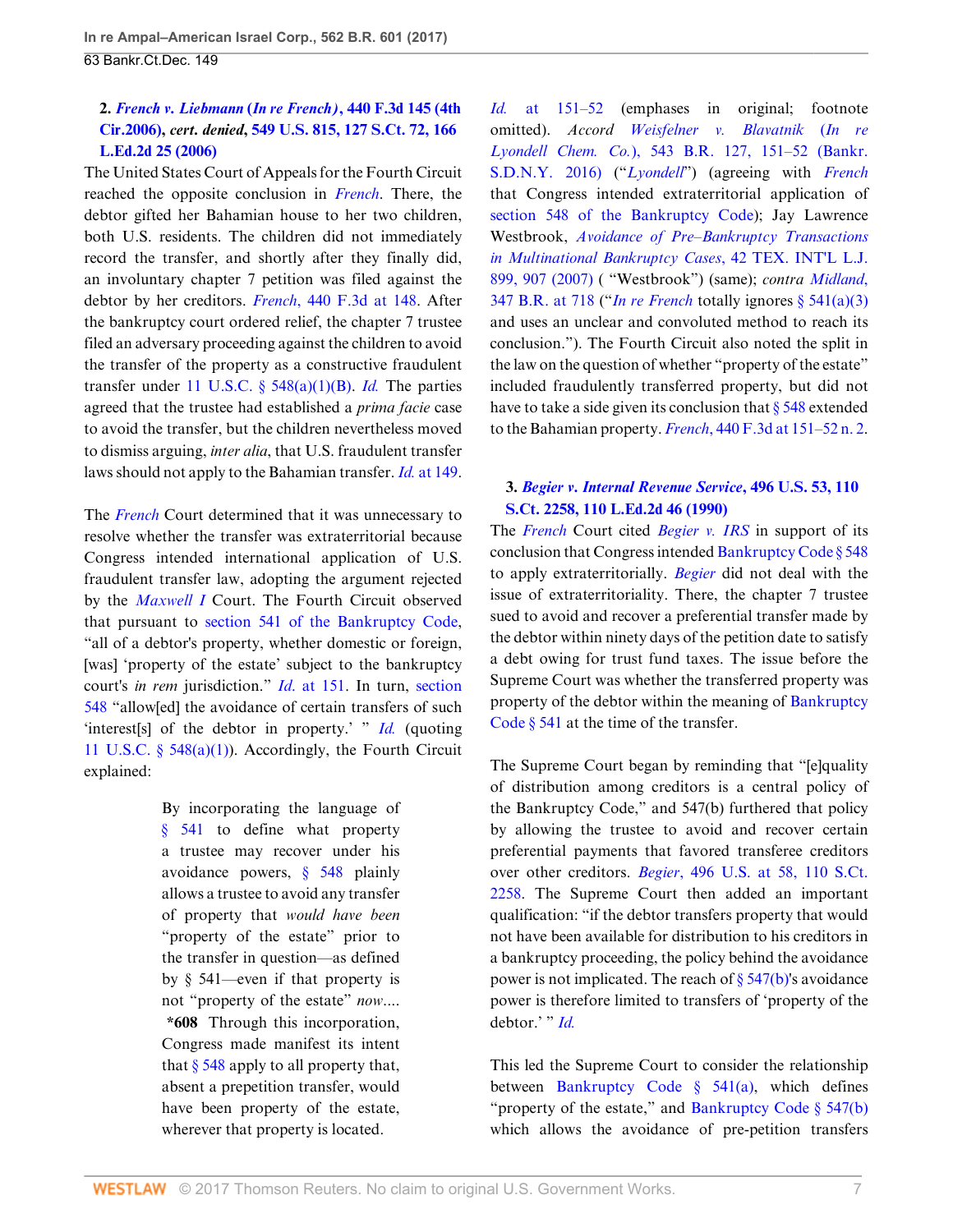### 2. *French v. Liebmann (In re French)*, 440 F.3d 145 (4th Cir.2006), *cert. denied*, 549 U.S. 815, 127 S.Ct. 72, 166 L.Ed.2d 25 (2006)

The United States Court of Appeals for the Fourth Circuit reached the opposite conclusion in *French*. There, the debtor gifted her Bahamian house to her two children, both U.S. residents. The children did not immediately record the transfer, and shortly after they finally did, an involuntary chapter 7 petition was filed against the debtor by her creditors. *French*, 440 F.3d at 148. After the bankruptcy court ordered relief, the chapter 7 trustee filed an adversary proceeding against the children to avoid the transfer of the property as a constructive fraudulent transfer under 11 U.S.C. § 548(a)(1)(B). *Id.* The parties agreed that the trustee had established a *prima facie* case to avoid the transfer, but the children nevertheless moved to dismiss arguing, *inter alia*, that U.S. fraudulent transfer laws should not apply to the Bahamian transfer. *Id.* at 149.

The *French* Court determined that it was unnecessary to resolve whether the transfer was extraterritorial because Congress intended international application of U.S. fraudulent transfer law, adopting the argument rejected by the *Maxwell I* Court. The Fourth Circuit observed that pursuant to section 541 of the Bankruptcy Code, "all of a debtor's property, whether domestic or foreign, [was] 'property of the estate' subject to the bankruptcy court's *in rem* jurisdiction." *Id.* at 151. In turn, section 548 "allow[ed] the avoidance of certain transfers of such 'interest[s] of the debtor in property.' " *Id.* (quoting 11 U.S.C. § 548(a)(1)). Accordingly, the Fourth Circuit explained:

> By incorporating the language of § 541 to define what property a trustee may recover under his avoidance powers, § 548 plainly allows a trustee to avoid any transfer of property that *would have been* "property of the estate" prior to the transfer in question—as defined by § 541—even if that property is not "property of the estate" *now*.... **\*608** Through this incorporation, Congress made manifest its intent that § 548 apply to all property that, absent a prepetition transfer, would have been property of the estate, wherever that property is located.

*Id.* at 151–52 (emphases in original; footnote omitted). *Accord* *Weisfelner v. Blavatnik (In re Lyondell Chem. Co.)*, 543 B.R. 127, 151–52 (Bankr. S.D.N.Y. 2016) ("*Lyondell*") (agreeing with *French* that Congress intended extraterritorial application of section 548 of the Bankruptcy Code); Jay Lawrence Westbrook, *Avoidance of Pre–Bankruptcy Transactions in Multinational Bankruptcy Cases*, 42 TEX. INT'L L.J. 899, 907 (2007) ( "Westbrook") (same); *contra* *Midland*, 347 B.R. at 718 ("*In re French* totally ignores § 541(a)(3) and uses an unclear and convoluted method to reach its conclusion."). The Fourth Circuit also noted the split in the law on the question of whether "property of the estate" included fraudulently transferred property, but did not have to take a side given its conclusion that § 548 extended to the Bahamian property. *French*, 440 F.3d at 151–52 n. 2.

### 3. *Begier v. Internal Revenue Service*, 496 U.S. 53, 110 S.Ct. 2258, 110 L.Ed.2d 46 (1990)

The *French* Court cited *Begier v. IRS* in support of its conclusion that Congress intended Bankruptcy Code § 548 to apply extraterritorially. *Begier* did not deal with the issue of extraterritoriality. There, the chapter 7 trustee sued to avoid and recover a preferential transfer made by the debtor within ninety days of the petition date to satisfy a debt owing for trust fund taxes. The issue before the Supreme Court was whether the transferred property was property of the debtor within the meaning of Bankruptcy Code § 541 at the time of the transfer.

The Supreme Court began by reminding that "[e]quality of distribution among creditors is a central policy of the Bankruptcy Code," and 547(b) furthered that policy by allowing the trustee to avoid and recover certain preferential payments that favored transferee creditors over other creditors. *Begier*, 496 U.S. at 58, 110 S.Ct. 2258. The Supreme Court then added an important qualification: "if the debtor transfers property that would not have been available for distribution to his creditors in a bankruptcy proceeding, the policy behind the avoidance power is not implicated. The reach of § 547(b)'s avoidance power is therefore limited to transfers of 'property of the debtor.' " *Id.*

This led the Supreme Court to consider the relationship between Bankruptcy Code § 541(a), which defines "property of the estate," and Bankruptcy Code § 547(b) which allows the avoidance of pre-petition transfers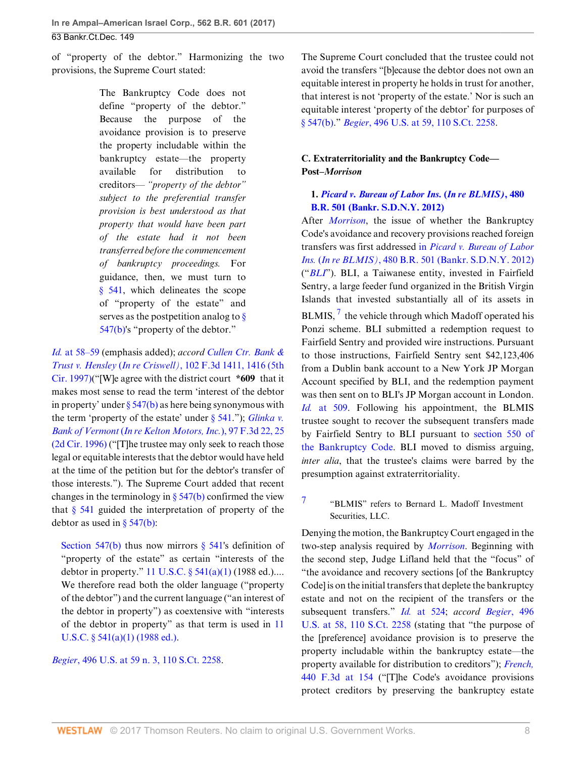of "property of the debtor." Harmonizing the two provisions, the Supreme Court stated:

> The Bankruptcy Code does not define "property of the debtor." Because the purpose of the avoidance provision is to preserve the property includable within the bankruptcy estate—the property available for distribution to creditors— *"property of the debtor" subject to the preferential transfer provision is best understood as that property that would have been part of the estate had it not been transferred before the commencement of bankruptcy proceedings.* For guidance, then, we must turn to § 541, which delineates the scope of "property of the estate" and serves as the postpetition analog to § 547(b)'s "property of the debtor."

*Id.* at 58–59 (emphasis added); *accord Cullen Ctr. Bank & Trust v. Hensley (In re Criswell)*, 102 F.3d 1411, 1416 (5th Cir. 1997)("[W]e agree with the district court **\*609** that it makes most sense to read the term 'interest of the debtor in property' under § 547(b) as here being synonymous with the term 'property of the estate' under § 541."); *Glinka v. Bank of Vermont (In re Kelton Motors, Inc.)*, 97 F.3d 22, 25 (2d Cir. 1996) ("[T]he trustee may only seek to reach those legal or equitable interests that the debtor would have held at the time of the petition but for the debtor's transfer of those interests."). The Supreme Court added that recent changes in the terminology in § 547(b) confirmed the view that § 541 guided the interpretation of property of the debtor as used in § 547(b):

> Section 547(b) thus now mirrors § 541's definition of "property of the estate" as certain "interests of the debtor in property." 11 U.S.C. § 541(a)(1) (1988 ed.).... We therefore read both the older language ("property of the debtor") and the current language ("an interest of the debtor in property") as coextensive with "interests of the debtor in property" as that term is used in 11 U.S.C. § 541(a)(1) (1988 ed.).

*Begier*, 496 U.S. at 59 n. 3, 110 S.Ct. 2258.

The Supreme Court concluded that the trustee could not avoid the transfers "[b]ecause the debtor does not own an equitable interest in property he holds in trust for another, that interest is not 'property of the estate.' Nor is such an equitable interest 'property of the debtor' for purposes of § 547(b)." *Begier*, 496 U.S. at 59, 110 S.Ct. 2258.

### C. Extraterritoriality and the Bankruptcy Code—Post–*Morrison*

#### 1. *Picard v. Bureau of Labor Ins.* (*In re BLMIS*), 480 B.R. 501 (Bankr. S.D.N.Y. 2012)

After *Morrison*, the issue of whether the Bankruptcy Code's avoidance and recovery provisions reached foreign transfers was first addressed in *Picard v. Bureau of Labor Ins.* (*In re BLMIS*), 480 B.R. 501 (Bankr. S.D.N.Y. 2012) ("*BLI*"). BLI, a Taiwanese entity, invested in Fairfield Sentry, a large feeder fund organized in the British Virgin Islands that invested substantially all of its assets in BLMIS,[7] the vehicle through which Madoff operated his Ponzi scheme. BLI submitted a redemption request to Fairfield Sentry and provided wire instructions. Pursuant to those instructions, Fairfield Sentry sent $42,123,406 from a Dublin bank account to a New York JP Morgan Account specified by BLI, and the redemption payment was then sent on to BLI's JP Morgan account in London. *Id.* at 509. Following his appointment, the BLMIS trustee sought to recover the subsequent transfers made by Fairfield Sentry to BLI pursuant to section 550 of the Bankruptcy Code. BLI moved to dismiss arguing, *inter alia*, that the trustee's claims were barred by the presumption against extraterritoriality.

[7] "BLMIS" refers to Bernard L. Madoff Investment Securities, LLC.

Denying the motion, the Bankruptcy Court engaged in the two-step analysis required by *Morrison*. Beginning with the second step, Judge Lifland held that the "focus" of "the avoidance and recovery sections [of the Bankruptcy Code] is on the initial transfers that deplete the bankruptcy estate and not on the recipient of the transfers or the subsequent transfers." *Id.* at 524; *accord Begier*, 496 U.S. at 58, 110 S.Ct. 2258 (stating that "the purpose of the [preference] avoidance provision is to preserve the property includable within the bankruptcy estate—the property available for distribution to creditors"); *French*, 440 F.3d at 154 ("[T]he Code's avoidance provisions protect creditors by preserving the bankruptcy estate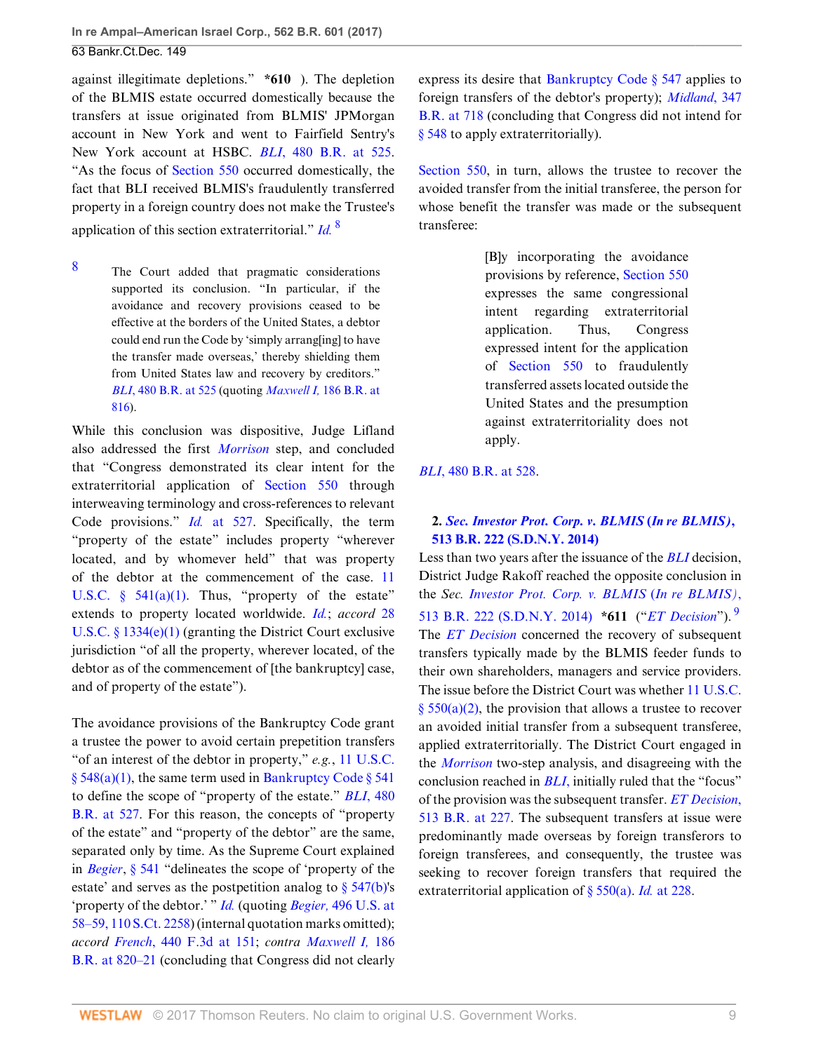against illegitimate depletions." *610 ). The depletion of the BLMIS estate occurred domestically because the transfers at issue originated from BLMIS' JPMorgan account in New York and went to Fairfield Sentry's New York account at HSBC. *BLI*, 480 B.R. at 525. "As the focus of Section 550 occurred domestically, the fact that BLI received BLMIS's fraudulently transferred property in a foreign country does not make the Trustee's application of this section extraterritorial." *Id.* [8]

[8] The Court added that pragmatic considerations supported its conclusion. "In particular, if the avoidance and recovery provisions ceased to be effective at the borders of the United States, a debtor could end run the Code by 'simply arrang[ing] to have the transfer made overseas,' thereby shielding them from United States law and recovery by creditors." *BLI*, 480 B.R. at 525 (quoting *Maxwell I*, 186 B.R. at 816).

While this conclusion was dispositive, Judge Lifland also addressed the first *Morrison* step, and concluded that "Congress demonstrated its clear intent for the extraterritorial application of Section 550 through interweaving terminology and cross-references to relevant Code provisions." *Id.* at 527. Specifically, the term "property of the estate" includes property "wherever located, and by whomever held" that was property of the debtor at the commencement of the case. 11 U.S.C. § 541(a)(1). Thus, "property of the estate" extends to property located worldwide. *Id.*; *accord* 28 U.S.C. § 1334(e)(1) (granting the District Court exclusive jurisdiction "of all the property, wherever located, of the debtor as of the commencement of [the bankruptcy] case, and of property of the estate").

The avoidance provisions of the Bankruptcy Code grant a trustee the power to avoid certain prepetition transfers "of an interest of the debtor in property," *e.g.*, 11 U.S.C. § 548(a)(1), the same term used in Bankruptcy Code § 541 to define the scope of "property of the estate." *BLI*, 480 B.R. at 527. For this reason, the concepts of "property of the estate" and "property of the debtor" are the same, separated only by time. As the Supreme Court explained in *Begier*, § 541 "delineates the scope of 'property of the estate' and serves as the postpetition analog to § 547(b)'s 'property of the debtor.' " *Id.* (quoting *Begier*, 496 U.S. at 58–59, 110 S.Ct. 2258) (internal quotation marks omitted); *accord French*, 440 F.3d at 151; *contra Maxwell I*, 186 B.R. at 820–21 (concluding that Congress did not clearly express its desire that Bankruptcy Code § 547 applies to foreign transfers of the debtor's property); *Midland*, 347 B.R. at 718 (concluding that Congress did not intend for § 548 to apply extraterritorially).

Section 550, in turn, allows the trustee to recover the avoided transfer from the initial transferee, the person for whose benefit the transfer was made or the subsequent transferee:

> [B]y incorporating the avoidance provisions by reference, Section 550 expresses the same congressional intent regarding extraterritorial application. Thus, Congress expressed intent for the application of Section 550 to fraudulently transferred assets located outside the United States and the presumption against extraterritoriality does not apply.

*BLI*, 480 B.R. at 528.

### 2. *Sec. Investor Prot. Corp. v. BLMIS (In re BLMIS)*, 513 B.R. 222 (S.D.N.Y. 2014)

Less than two years after the issuance of the *BLI* decision, District Judge Rakoff reached the opposite conclusion in the *Sec. Investor Prot. Corp. v. BLMIS (In re BLMIS)*, 513 B.R. 222 (S.D.N.Y. 2014) *611 ("*ET Decision*"). [9] The *ET Decision* concerned the recovery of subsequent transfers typically made by the BLMIS feeder funds to their own shareholders, managers and service providers. The issue before the District Court was whether 11 U.S.C. § 550(a)(2), the provision that allows a trustee to recover an avoided initial transfer from a subsequent transferee, applied extraterritorially. The District Court engaged in the *Morrison* two-step analysis, and disagreeing with the conclusion reached in *BLI*, initially ruled that the "focus" of the provision was the subsequent transfer. *ET Decision*, 513 B.R. at 227. The subsequent transfers at issue were predominantly made overseas by foreign transferors to foreign transferees, and consequently, the trustee was seeking to recover foreign transfers that required the extraterritorial application of § 550(a). *Id.* at 228.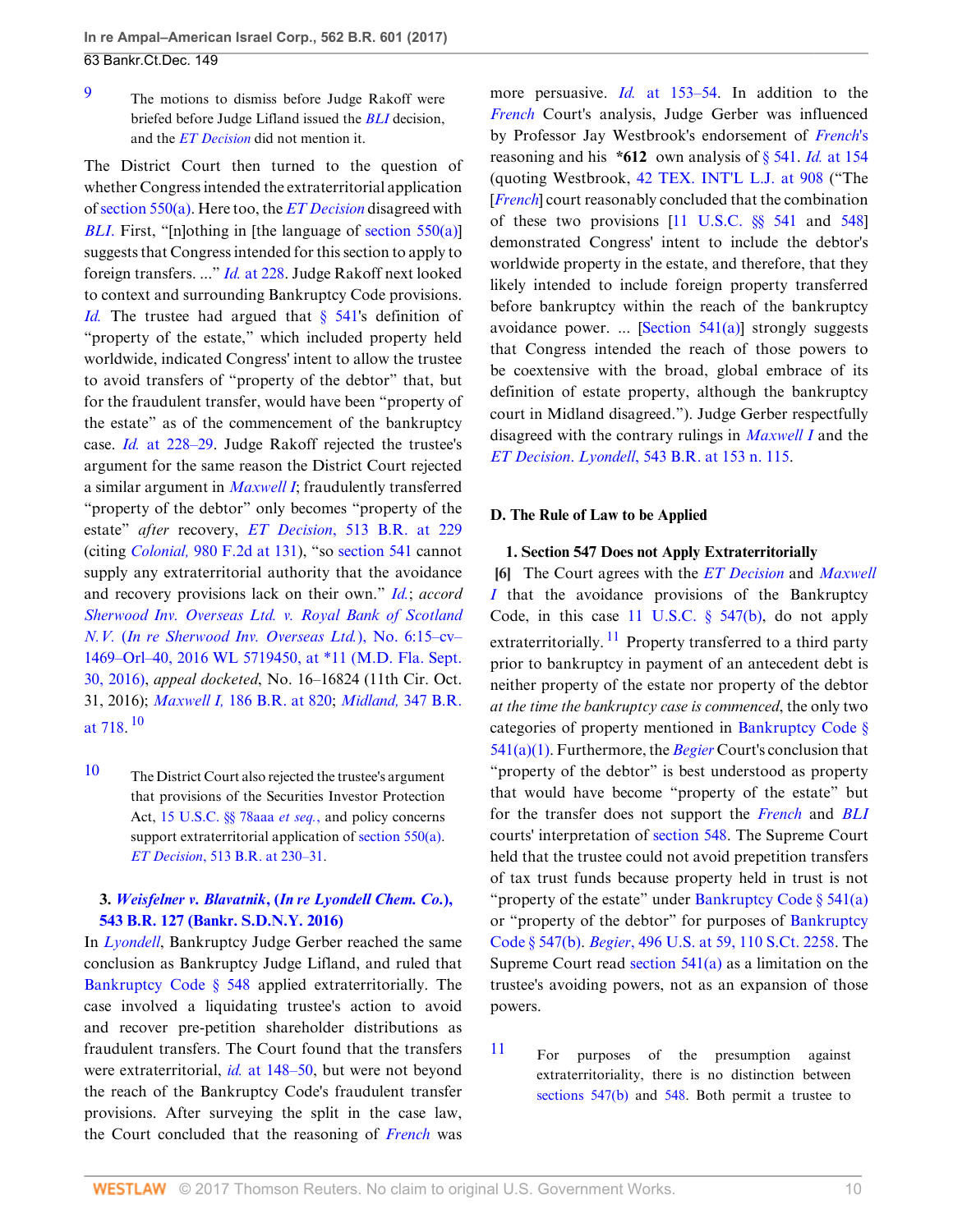[9] The motions to dismiss before Judge Rakoff were briefed before Judge Lifland issued the *BLI* decision, and the *ET Decision* did not mention it.

The District Court then turned to the question of whether Congress intended the extraterritorial application of section 550(a). Here too, the *ET Decision* disagreed with *BLI.* First, "[n]othing in [the language of section 550(a)] suggests that Congress intended for this section to apply to foreign transfers. ..." *Id.* at 228. Judge Rakoff next looked to context and surrounding Bankruptcy Code provisions. *Id.* The trustee had argued that § 541's definition of "property of the estate," which included property held worldwide, indicated Congress' intent to allow the trustee to avoid transfers of "property of the debtor" that, but for the fraudulent transfer, would have been "property of the estate" as of the commencement of the bankruptcy case. *Id.* at 228–29. Judge Rakoff rejected the trustee's argument for the same reason the District Court rejected a similar argument in *Maxwell I*; fraudulently transferred "property of the debtor" only becomes "property of the estate" *after* recovery, *ET Decision*, 513 B.R. at 229 (citing *Colonial,* 980 F.2d at 131), "so section 541 cannot supply any extraterritorial authority that the avoidance and recovery provisions lack on their own." *Id.*; *accord Sherwood Inv. Overseas Ltd. v. Royal Bank of Scotland N.V.* (*In re Sherwood Inv. Overseas Ltd.*), No. 6:15–cv–1469–Orl–40, 2016 WL 5719450, at *11 (M.D. Fla. Sept. 30, 2016), *appeal docketed*, No. 16–16824 (11th Cir. Oct. 31, 2016); *Maxwell I,* 186 B.R. at 820; *Midland,* 347 B.R. at 718.[10]

[10] The District Court also rejected the trustee's argument that provisions of the Securities Investor Protection Act, 15 U.S.C. §§ 78aaa *et seq.*, and policy concerns support extraterritorial application of section 550(a). *ET Decision*, 513 B.R. at 230–31.

### 3. *Weisfelner v. Blavatnik*, (*In re Lyondell Chem. Co.*), 543 B.R. 127 (Bankr. S.D.N.Y. 2016)

In *Lyondell*, Bankruptcy Judge Gerber reached the same conclusion as Bankruptcy Judge Lifland, and ruled that Bankruptcy Code § 548 applied extraterritorially. The case involved a liquidating trustee's action to avoid and recover pre-petition shareholder distributions as fraudulent transfers. The Court found that the transfers were extraterritorial, *id.* at 148–50, but were not beyond the reach of the Bankruptcy Code's fraudulent transfer provisions. After surveying the split in the case law, the Court concluded that the reasoning of *French* was more persuasive. *Id.* at 153–54. In addition to the *French* Court's analysis, Judge Gerber was influenced by Professor Jay Westbrook's endorsement of *French*'s reasoning and his **\*612** own analysis of § 541. *Id.* at 154 (quoting Westbrook, 42 TEX. INT'L L.J. at 908 ("The [*French*] court reasonably concluded that the combination of these two provisions [11 U.S.C. §§ 541 and 548] demonstrated Congress' intent to include the debtor's worldwide property in the estate, and therefore, that they likely intended to include foreign property transferred before bankruptcy within the reach of the bankruptcy avoidance power. ... [Section 541(a)] strongly suggests that Congress intended the reach of those powers to be coextensive with the broad, global embrace of its definition of estate property, although the bankruptcy court in Midland disagreed."). Judge Gerber respectfully disagreed with the contrary rulings in *Maxwell I* and the *ET Decision*. *Lyondell*, 543 B.R. at 153 n. 115.

## D. The Rule of Law to be Applied

### 1. Section 547 Does not Apply Extraterritorially

**[6]** The Court agrees with the *ET Decision* and *Maxwell I* that the avoidance provisions of the Bankruptcy Code, in this case 11 U.S.C. § 547(b), do not apply extraterritorially.[11] Property transferred to a third party prior to bankruptcy in payment of an antecedent debt is neither property of the estate nor property of the debtor *at the time the bankruptcy case is commenced*, the only two categories of property mentioned in Bankruptcy Code § 541(a)(1). Furthermore, the *Begier* Court's conclusion that "property of the debtor" is best understood as property that would have become "property of the estate" but for the transfer does not support the *French* and *BLI* courts' interpretation of section 548. The Supreme Court held that the trustee could not avoid prepetition transfers of tax trust funds because property held in trust is not "property of the estate" under Bankruptcy Code § 541(a) or "property of the debtor" for purposes of Bankruptcy Code § 547(b). *Begier*, 496 U.S. at 59, 110 S.Ct. 2258. The Supreme Court read section 541(a) as a limitation on the trustee's avoiding powers, not as an expansion of those powers.

[11] For purposes of the presumption against extraterritoriality, there is no distinction between sections 547(b) and 548. Both permit a trustee to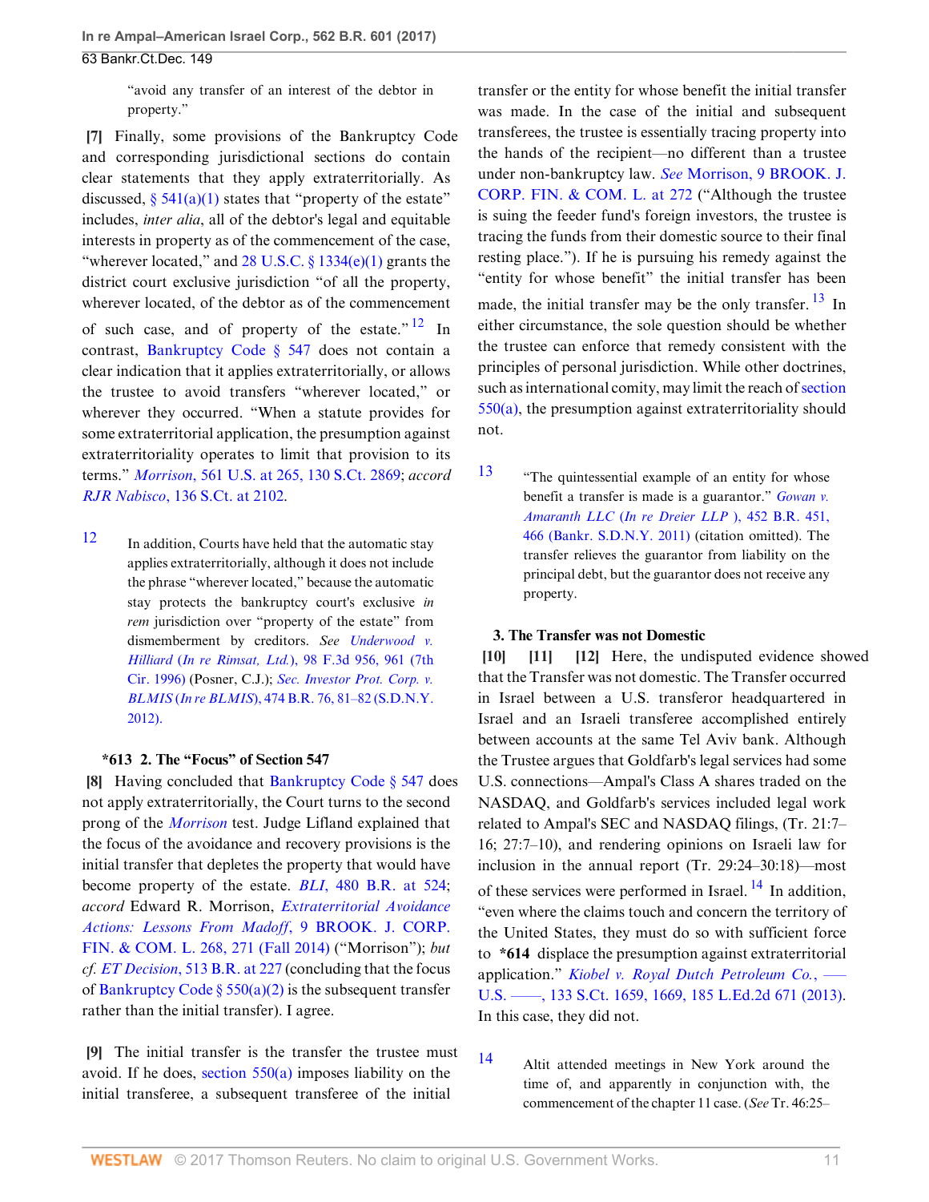"avoid any transfer of an interest of the debtor in property."

**[7]** Finally, some provisions of the Bankruptcy Code and corresponding jurisdictional sections do contain clear statements that they apply extraterritorially. As discussed, § 541(a)(1) states that "property of the estate" includes, *inter alia*, all of the debtor's legal and equitable interests in property as of the commencement of the case, "wherever located," and 28 U.S.C. § 1334(e)(1) grants the district court exclusive jurisdiction "of all the property, wherever located, of the debtor as of the commencement of such case, and of property of the estate."[12] In contrast, Bankruptcy Code § 547 does not contain a clear indication that it applies extraterritorially, or allows the trustee to avoid transfers "wherever located," or wherever they occurred. "When a statute provides for some extraterritorial application, the presumption against extraterritoriality operates to limit that provision to its terms." *Morrison*, 561 U.S. at 265, 130 S.Ct. 2869; *accord RJR Nabisco*, 136 S.Ct. at 2102.

12 In addition, Courts have held that the automatic stay applies extraterritorially, although it does not include the phrase "wherever located," because the automatic stay protects the bankruptcy court's exclusive *in rem* jurisdiction over "property of the estate" from dismemberment by creditors. *See Underwood v. Hilliard (In re Rimsat, Ltd.)*, 98 F.3d 956, 961 (7th Cir. 1996) (Posner, C.J.); *Sec. Investor Prot. Corp. v. BLMIS (In re BLMIS)*, 474 B.R. 76, 81–82 (S.D.N.Y. 2012).

### *613 2. The "Focus" of Section 547

**[8]** Having concluded that Bankruptcy Code § 547 does not apply extraterritorially, the Court turns to the second prong of the *Morrison* test. Judge Lifland explained that the focus of the avoidance and recovery provisions is the initial transfer that depletes the property that would have become property of the estate. *BLI*, 480 B.R. at 524; *accord* Edward R. Morrison, *Extraterritorial Avoidance Actions: Lessons From Madoff*, 9 BROOK. J. CORP. FIN. & COM. L. 268, 271 (Fall 2014) ("Morrison"); *but cf. ET Decision*, 513 B.R. at 227 (concluding that the focus of Bankruptcy Code § 550(a)(2) is the subsequent transfer rather than the initial transfer). I agree.

**[9]** The initial transfer is the transfer the trustee must avoid. If he does, section 550(a) imposes liability on the initial transferee, a subsequent transferee of the initial transfer or the entity for whose benefit the initial transfer was made. In the case of the initial and subsequent transferees, the trustee is essentially tracing property into the hands of the recipient—no different than a trustee under non-bankruptcy law. *See* Morrison, 9 BROOK. J. CORP. FIN. & COM. L. at 272 ("Although the trustee is suing the feeder fund's foreign investors, the trustee is tracing the funds from their domestic source to their final resting place."). If he is pursuing his remedy against the "entity for whose benefit" the initial transfer has been made, the initial transfer may be the only transfer.[13] In either circumstance, the sole question should be whether the trustee can enforce that remedy consistent with the principles of personal jurisdiction. While other doctrines, such as international comity, may limit the reach of section 550(a), the presumption against extraterritoriality should not.

13 "The quintessential example of an entity for whose benefit a transfer is made is a guarantor." *Gowan v. Amaranth LLC (In re Dreier LLP )*, 452 B.R. 451, 466 (Bankr. S.D.N.Y. 2011) (citation omitted). The transfer relieves the guarantor from liability on the principal debt, but the guarantor does not receive any property.

### 3. The Transfer was not Domestic

**[10] [11] [12]** Here, the undisputed evidence showed that the Transfer was not domestic. The Transfer occurred in Israel between a U.S. transferor headquartered in Israel and an Israeli transferee accomplished entirely between accounts at the same Tel Aviv bank. Although the Trustee argues that Goldfarb's legal services had some U.S. connections—Ampal's Class A shares traded on the NASDAQ, and Goldfarb's services included legal work related to Ampal's SEC and NASDAQ filings, (Tr. 21:7–16; 27:7–10), and rendering opinions on Israeli law for inclusion in the annual report (Tr. 29:24–30:18)—most of these services were performed in Israel.[14] In addition, "even where the claims touch and concern the territory of the United States, they must do so with sufficient force to *614 displace the presumption against extraterritorial application." *Kiobel v. Royal Dutch Petroleum Co.*, ––– U.S. ––––, 133 S.Ct. 1659, 1669, 185 L.Ed.2d 671 (2013). In this case, they did not.

14 Altit attended meetings in New York around the time of, and apparently in conjunction with, the commencement of the chapter 11 case. (*See* Tr. 46:25–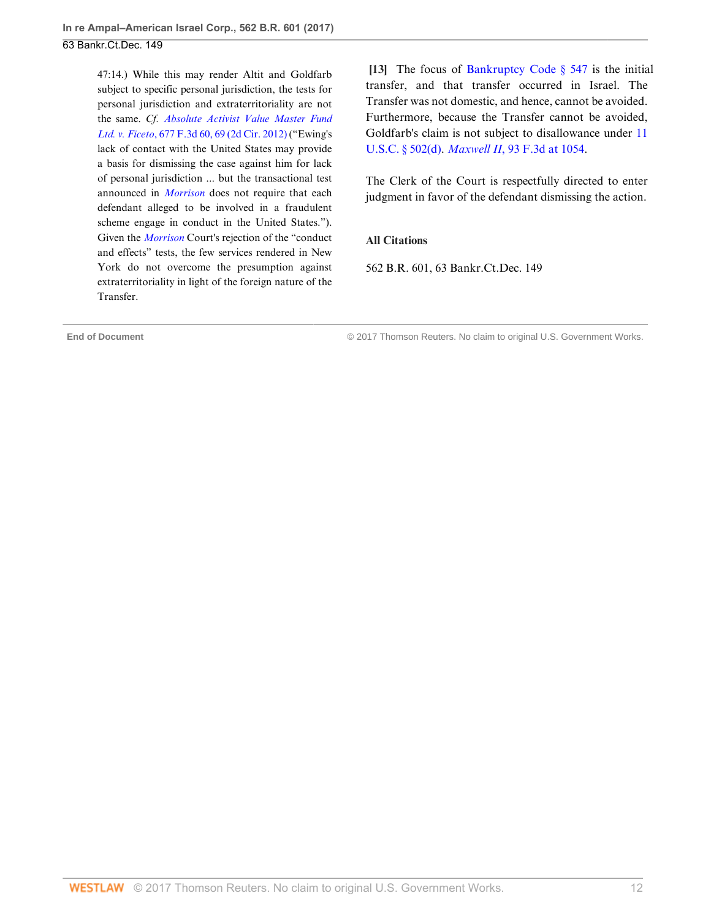47:14.) While this may render Altit and Goldfarb subject to specific personal jurisdiction, the tests for personal jurisdiction and extraterritoriality are not the same. *Cf. Absolute Activist Value Master Fund Ltd. v. Ficeto*, 677 F.3d 60, 69 (2d Cir. 2012) ("Ewing's lack of contact with the United States may provide a basis for dismissing the case against him for lack of personal jurisdiction ... but the transactional test announced in *Morrison* does not require that each defendant alleged to be involved in a fraudulent scheme engage in conduct in the United States."). Given the *Morrison* Court's rejection of the "conduct and effects" tests, the few services rendered in New York do not overcome the presumption against extraterritoriality in light of the foreign nature of the Transfer.

**[13]** The focus of Bankruptcy Code § 547 is the initial transfer, and that transfer occurred in Israel. The Transfer was not domestic, and hence, cannot be avoided. Furthermore, because the Transfer cannot be avoided, Goldfarb's claim is not subject to disallowance under 11 U.S.C. § 502(d). *Maxwell II*, 93 F.3d at 1054.

The Clerk of the Court is respectfully directed to enter judgment in favor of the defendant dismissing the action.

**All Citations**

562 B.R. 601, 63 Bankr.Ct.Dec. 149

**End of Document** © 2017 Thomson Reuters. No claim to original U.S. Government Works.